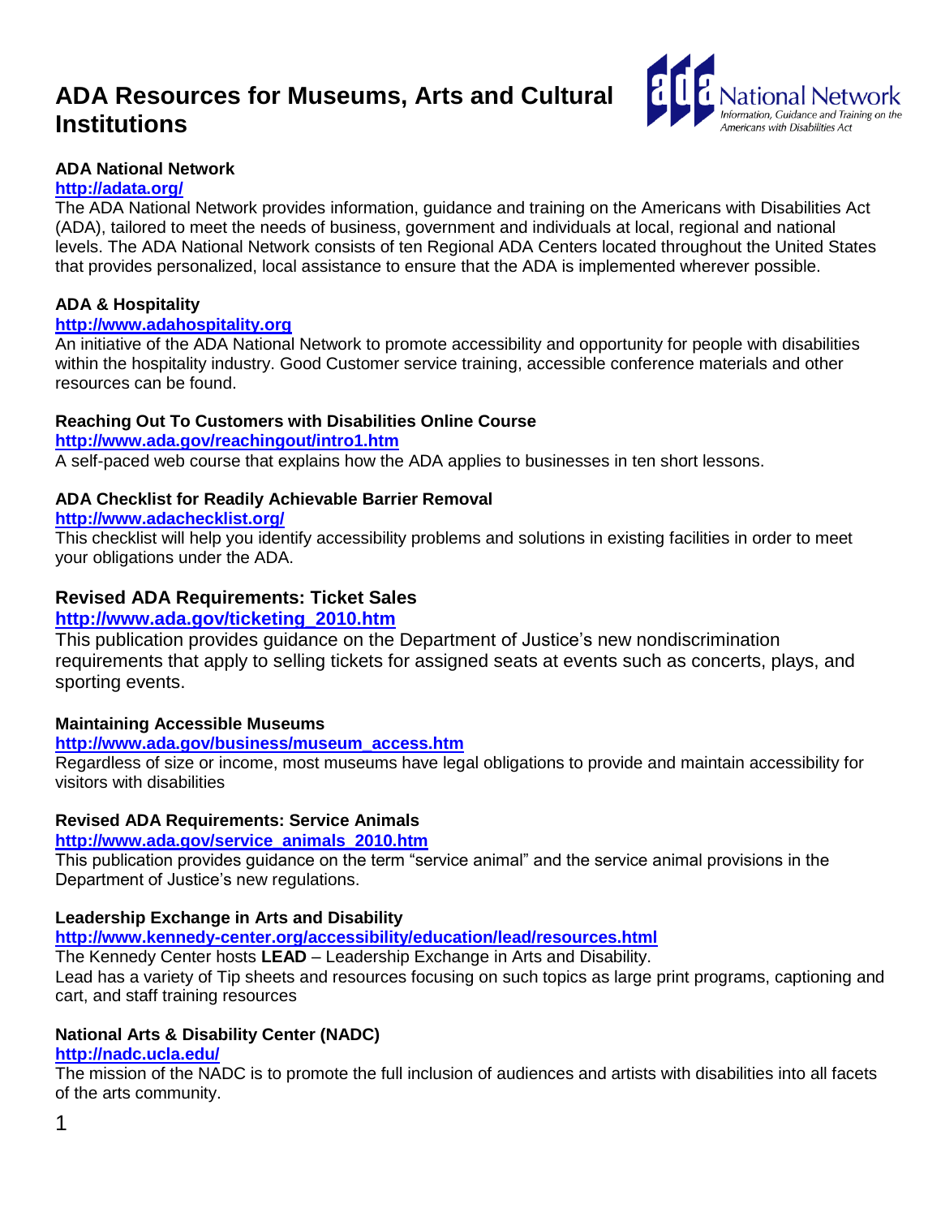# ADA Resources for Museums, Arts and Cultural Institutions

### ADA National Network

**http://adata.org/**

The ADA National Network provides information, guidance and training on the Americans with Disabilities Act (ADA), tailored to meet the needs of business, government and individuals at local, regional and national levels. The ADA National Network consists of ten Regional ADA Centers located throughout the United States that provides personalized, local assistance to ensure that the ADA is implemented wherever possible.

### ADA & Hospitality

**http://www.adahospitality.org**

An initiative of the ADA National Network to promote accessibility and opportunity for people with disabilities within the hospitality industry. Good Customer service training, accessible conference materials and other resources can be found.

### Reaching Out To Customers with Disabilities Online Course

**http://www.ada.gov/reachingout/intro1.htm**

A self-paced web course that explains how the ADA applies to businesses in ten short lessons.

### ADA Checklist for Readily Achievable Barrier Removal

**http://www.adachecklist.org/**

This checklist will help you identify accessibility problems and solutions in existing facilities in order to meet your obligations under the ADA.

### Revised ADA Requirements: Ticket Sales

**http://www.ada.gov/ticketing_2010.htm**

This publication provides guidance on the Department of Justice's new nondiscrimination requirements that apply to selling tickets for assigned seats at events such as concerts, plays, and sporting events.

### Maintaining Accessible Museums

**http://www.ada.gov/business/museum_access.htm**

Regardless of size or income, most museums have legal obligations to provide and maintain accessibility for visitors with disabilities

### Revised ADA Requirements: Service Animals

**http://www.ada.gov/service_animals_2010.htm**

This publication provides guidance on the term "service animal" and the service animal provisions in the Department of Justice's new regulations.

### Leadership Exchange in Arts and Disability

**http://www.kennedy-center.org/accessibility/education/lead/resources.html**

The Kennedy Center hosts **LEAD** – Leadership Exchange in Arts and Disability.
Lead has a variety of Tip sheets and resources focusing on such topics as large print programs, captioning and cart, and staff training resources

### National Arts & Disability Center (NADC)

**http://nadc.ucla.edu/**

The mission of the NADC is to promote the full inclusion of audiences and artists with disabilities into all facets of the arts community.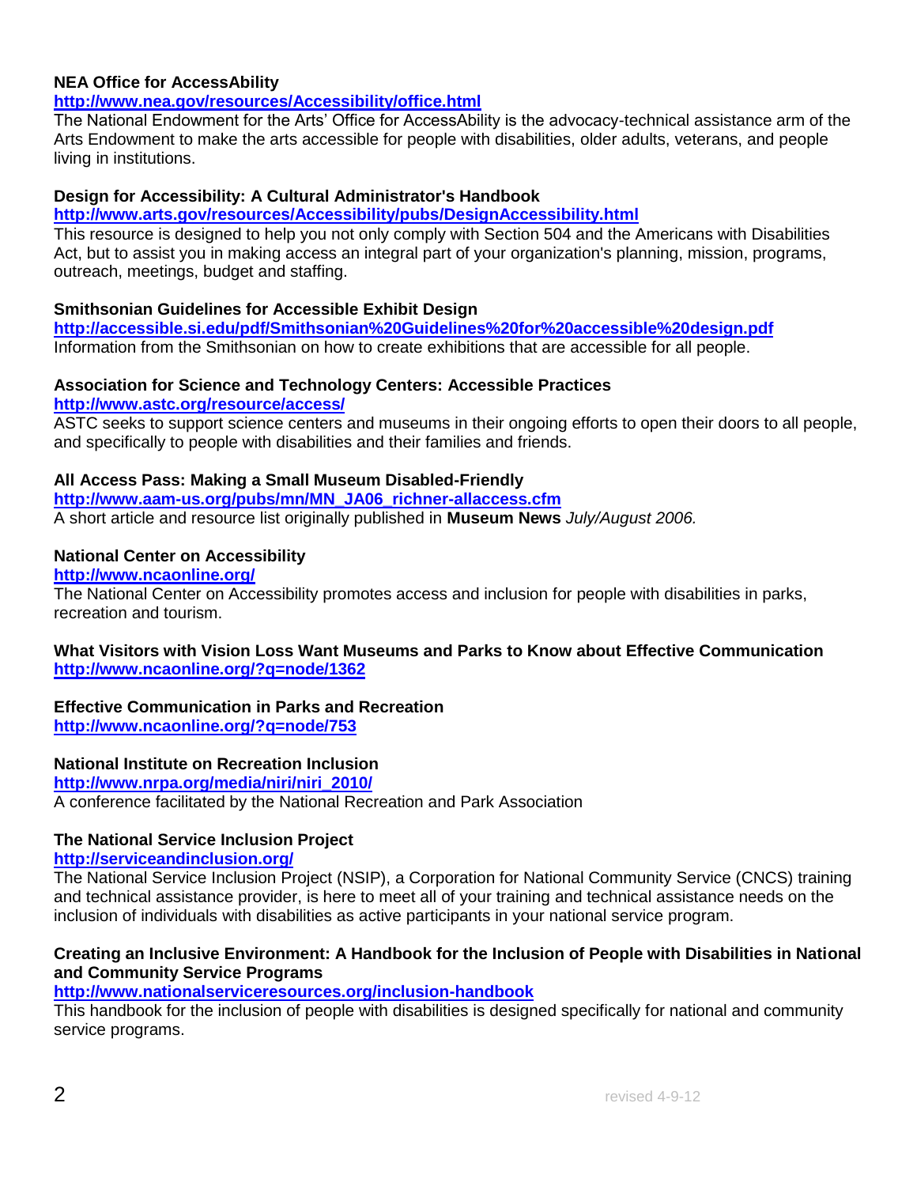**NEA Office for AccessAbility**
**http://www.nea.gov/resources/Accessibility/office.html**
The National Endowment for the Arts' Office for AccessAbility is the advocacy-technical assistance arm of the Arts Endowment to make the arts accessible for people with disabilities, older adults, veterans, and people living in institutions.

**Design for Accessibility: A Cultural Administrator's Handbook**
**http://www.arts.gov/resources/Accessibility/pubs/DesignAccessibility.html**
This resource is designed to help you not only comply with Section 504 and the Americans with Disabilities Act, but to assist you in making access an integral part of your organization's planning, mission, programs, outreach, meetings, budget and staffing.

**Smithsonian Guidelines for Accessible Exhibit Design**
**http://accessible.si.edu/pdf/Smithsonian%20Guidelines%20for%20accessible%20design.pdf**
Information from the Smithsonian on how to create exhibitions that are accessible for all people.

**Association for Science and Technology Centers: Accessible Practices**
**http://www.astc.org/resource/access/**
ASTC seeks to support science centers and museums in their ongoing efforts to open their doors to all people, and specifically to people with disabilities and their families and friends.

**All Access Pass: Making a Small Museum Disabled-Friendly**
**http://www.aam-us.org/pubs/mn/MN_JA06_richner-allaccess.cfm**
A short article and resource list originally published in **Museum News** *July/August 2006.*

**National Center on Accessibility**
**http://www.ncaonline.org/**
The National Center on Accessibility promotes access and inclusion for people with disabilities in parks, recreation and tourism.

**What Visitors with Vision Loss Want Museums and Parks to Know about Effective Communication**
**http://www.ncaonline.org/?q=node/1362**

**Effective Communication in Parks and Recreation**
**http://www.ncaonline.org/?q=node/753**

**National Institute on Recreation Inclusion**
**http://www.nrpa.org/media/niri/niri_2010/**
A conference facilitated by the National Recreation and Park Association

**The National Service Inclusion Project**
**http://serviceandinclusion.org/**
The National Service Inclusion Project (NSIP), a Corporation for National Community Service (CNCS) training and technical assistance provider, is here to meet all of your training and technical assistance needs on the inclusion of individuals with disabilities as active participants in your national service program.

**Creating an Inclusive Environment: A Handbook for the Inclusion of People with Disabilities in National and Community Service Programs**
**http://www.nationalserviceresources.org/inclusion-handbook**
This handbook for the inclusion of people with disabilities is designed specifically for national and community service programs.

revised 4-9-12